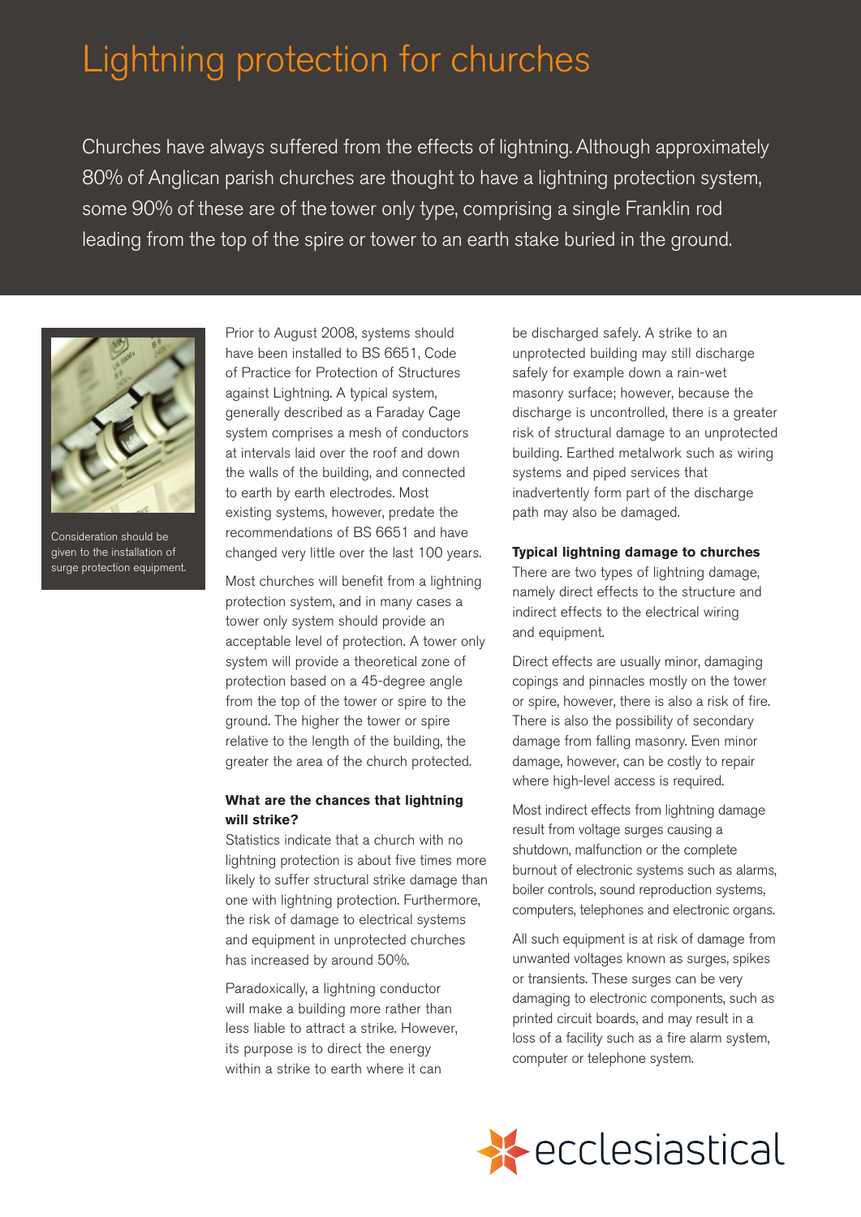# Lightning protection for churches

Churches have always suffered from the effects of lightning. Although approximately 80% of Anglican parish churches are thought to have a lightning protection system, some 90% of these are of the tower only type, comprising a single Franklin rod leading from the top of the spire or tower to an earth stake buried in the ground.

Consideration should be given to the installation of surge protection equipment.

Prior to August 2008, systems should have been installed to BS 6651, Code of Practice for Protection of Structures against Lightning. A typical system, generally described as a Faraday Cage system comprises a mesh of conductors at intervals laid over the roof and down the walls of the building, and connected to earth by earth electrodes. Most existing systems, however, predate the recommendations of BS 6651 and have changed very little over the last 100 years.

Most churches will benefit from a lightning protection system, and in many cases a tower only system should provide an acceptable level of protection. A tower only system will provide a theoretical zone of protection based on a 45-degree angle from the top of the tower or spire to the ground. The higher the tower or spire relative to the length of the building, the greater the area of the church protected.

**What are the chances that lightning will strike?**

Statistics indicate that a church with no lightning protection is about five times more likely to suffer structural strike damage than one with lightning protection. Furthermore, the risk of damage to electrical systems and equipment in unprotected churches has increased by around 50%.

Paradoxically, a lightning conductor will make a building more rather than less liable to attract a strike. However, its purpose is to direct the energy within a strike to earth where it can be discharged safely. A strike to an unprotected building may still discharge safely for example down a rain-wet masonry surface; however, because the discharge is uncontrolled, there is a greater risk of structural damage to an unprotected building. Earthed metalwork such as wiring systems and piped services that inadvertently form part of the discharge path may also be damaged.

**Typical lightning damage to churches**

There are two types of lightning damage, namely direct effects to the structure and indirect effects to the electrical wiring and equipment.

Direct effects are usually minor, damaging copings and pinnacles mostly on the tower or spire, however, there is also a risk of fire. There is also the possibility of secondary damage from falling masonry. Even minor damage, however, can be costly to repair where high-level access is required.

Most indirect effects from lightning damage result from voltage surges causing a shutdown, malfunction or the complete burnout of electronic systems such as alarms, boiler controls, sound reproduction systems, computers, telephones and electronic organs.

All such equipment is at risk of damage from unwanted voltages known as surges, spikes or transients. These surges can be very damaging to electronic components, such as printed circuit boards, and may result in a loss of a facility such as a fire alarm system, computer or telephone system.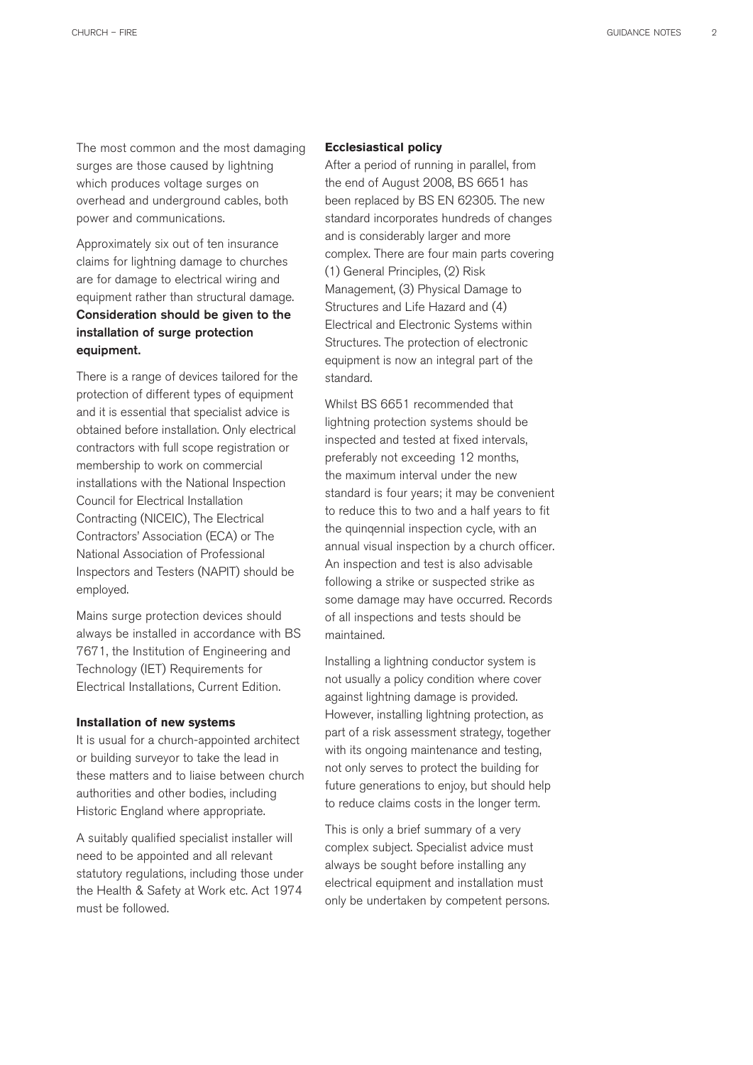The most common and the most damaging surges are those caused by lightning which produces voltage surges on overhead and underground cables, both power and communications.

Approximately six out of ten insurance claims for lightning damage to churches are for damage to electrical wiring and equipment rather than structural damage. **Consideration should be given to the installation of surge protection equipment.**

There is a range of devices tailored for the protection of different types of equipment and it is essential that specialist advice is obtained before installation. Only electrical contractors with full scope registration or membership to work on commercial installations with the National Inspection Council for Electrical Installation Contracting (NICEIC), The Electrical Contractors' Association (ECA) or The National Association of Professional Inspectors and Testers (NAPIT) should be employed.

Mains surge protection devices should always be installed in accordance with BS 7671, the Institution of Engineering and Technology (IET) Requirements for Electrical Installations, Current Edition.

### Installation of new systems

It is usual for a church-appointed architect or building surveyor to take the lead in these matters and to liaise between church authorities and other bodies, including Historic England where appropriate.

A suitably qualified specialist installer will need to be appointed and all relevant statutory regulations, including those under the Health & Safety at Work etc. Act 1974 must be followed.

### Ecclesiastical policy

After a period of running in parallel, from the end of August 2008, BS 6651 has been replaced by BS EN 62305. The new standard incorporates hundreds of changes and is considerably larger and more complex. There are four main parts covering (1) General Principles, (2) Risk Management, (3) Physical Damage to Structures and Life Hazard and (4) Electrical and Electronic Systems within Structures. The protection of electronic equipment is now an integral part of the standard.

Whilst BS 6651 recommended that lightning protection systems should be inspected and tested at fixed intervals, preferably not exceeding 12 months, the maximum interval under the new standard is four years; it may be convenient to reduce this to two and a half years to fit the quinqennial inspection cycle, with an annual visual inspection by a church officer. An inspection and test is also advisable following a strike or suspected strike as some damage may have occurred. Records of all inspections and tests should be maintained.

Installing a lightning conductor system is not usually a policy condition where cover against lightning damage is provided. However, installing lightning protection, as part of a risk assessment strategy, together with its ongoing maintenance and testing, not only serves to protect the building for future generations to enjoy, but should help to reduce claims costs in the longer term.

This is only a brief summary of a very complex subject. Specialist advice must always be sought before installing any electrical equipment and installation must only be undertaken by competent persons.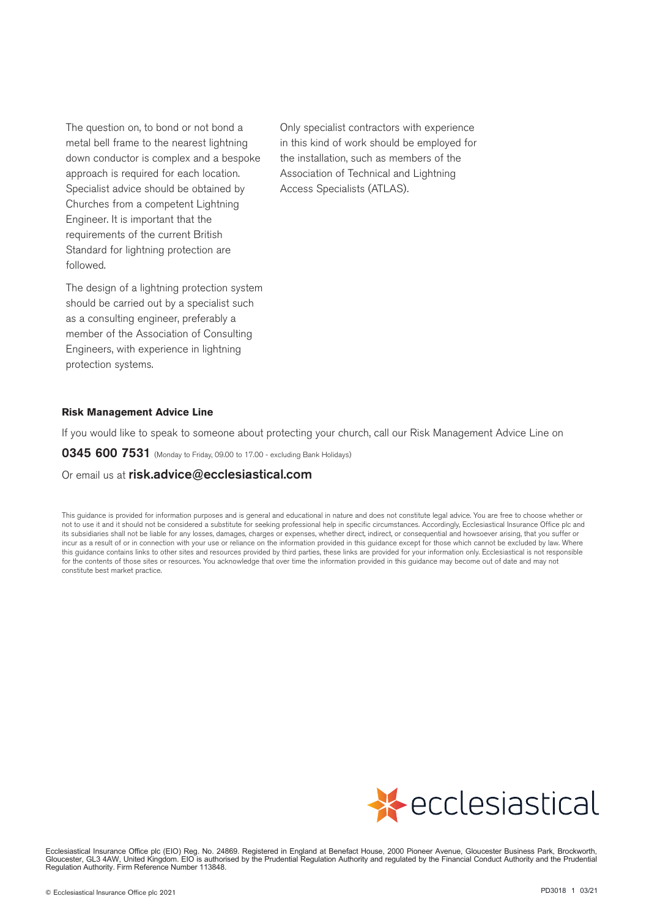The question on, to bond or not bond a metal bell frame to the nearest lightning down conductor is complex and a bespoke approach is required for each location. Specialist advice should be obtained by Churches from a competent Lightning Engineer. It is important that the requirements of the current British Standard for lightning protection are followed.

The design of a lightning protection system should be carried out by a specialist such as a consulting engineer, preferably a member of the Association of Consulting Engineers, with experience in lightning protection systems.

Only specialist contractors with experience in this kind of work should be employed for the installation, such as members of the Association of Technical and Lightning Access Specialists (ATLAS).

**Risk Management Advice Line**

If you would like to speak to someone about protecting your church, call our Risk Management Advice Line on

**0345 600 7531** (Monday to Friday, 09.00 to 17.00 - excluding Bank Holidays)

Or email us at **risk.advice@ecclesiastical.com**

This guidance is provided for information purposes and is general and educational in nature and does not constitute legal advice. You are free to choose whether or not to use it and it should not be considered a substitute for seeking professional help in specific circumstances. Accordingly, Ecclesiastical Insurance Office plc and its subsidiaries shall not be liable for any losses, damages, charges or expenses, whether direct, indirect, or consequential and howsoever arising, that you suffer or incur as a result of or in connection with your use or reliance on the information provided in this guidance except for those which cannot be excluded by law. Where this guidance contains links to other sites and resources provided by third parties, these links are provided for your information only. Ecclesiastical is not responsible for the contents of those sites or resources. You acknowledge that over time the information provided in this guidance may become out of date and may not constitute best market practice.

ecclesiastical

Ecclesiastical Insurance Office plc (EIO) Reg. No. 24869. Registered in England at Benefact House, 2000 Pioneer Avenue, Gloucester Business Park, Brockworth, Gloucester, GL3 4AW, United Kingdom. EIO is authorised by the Prudential Regulation Authority and regulated by the Financial Conduct Authority and the Prudential Regulation Authority. Firm Reference Number 113848.

© Ecclesiastical Insurance Office plc 2021

PD3018 1 03/21